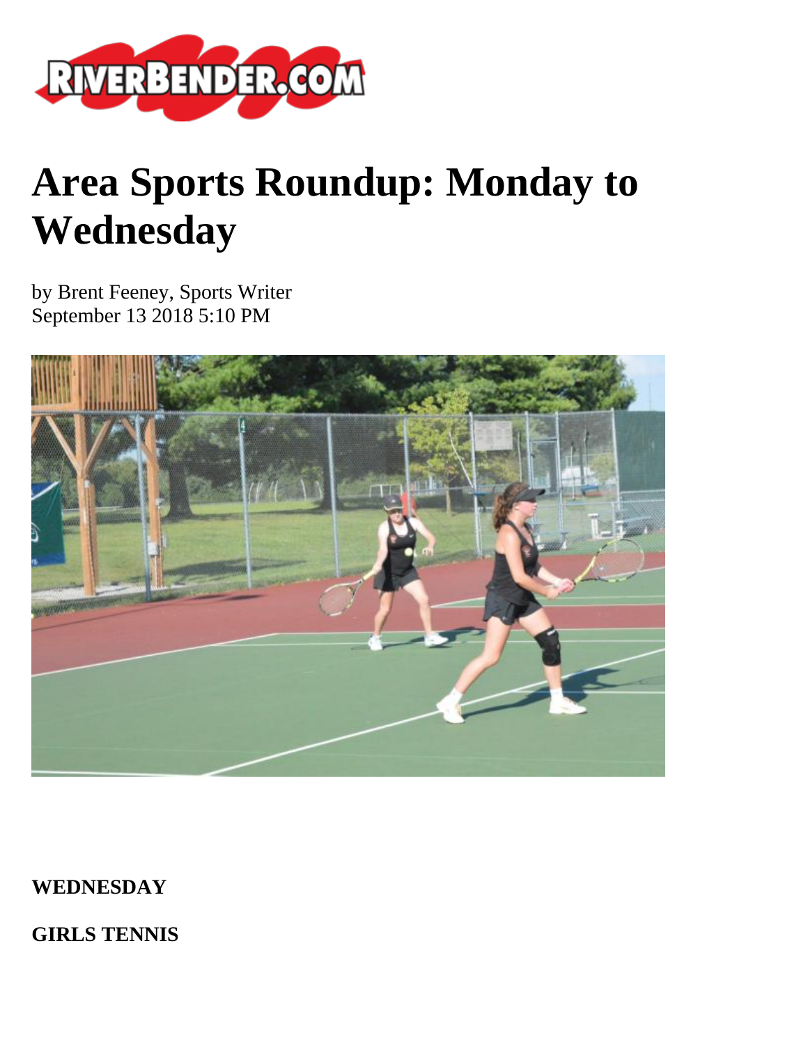# Area Sports Roundup: Monday to Wednesday

by Brent Feeney, Sports Writer
September 13 2018 5:10 PM

**WEDNESDAY**

**GIRLS TENNIS**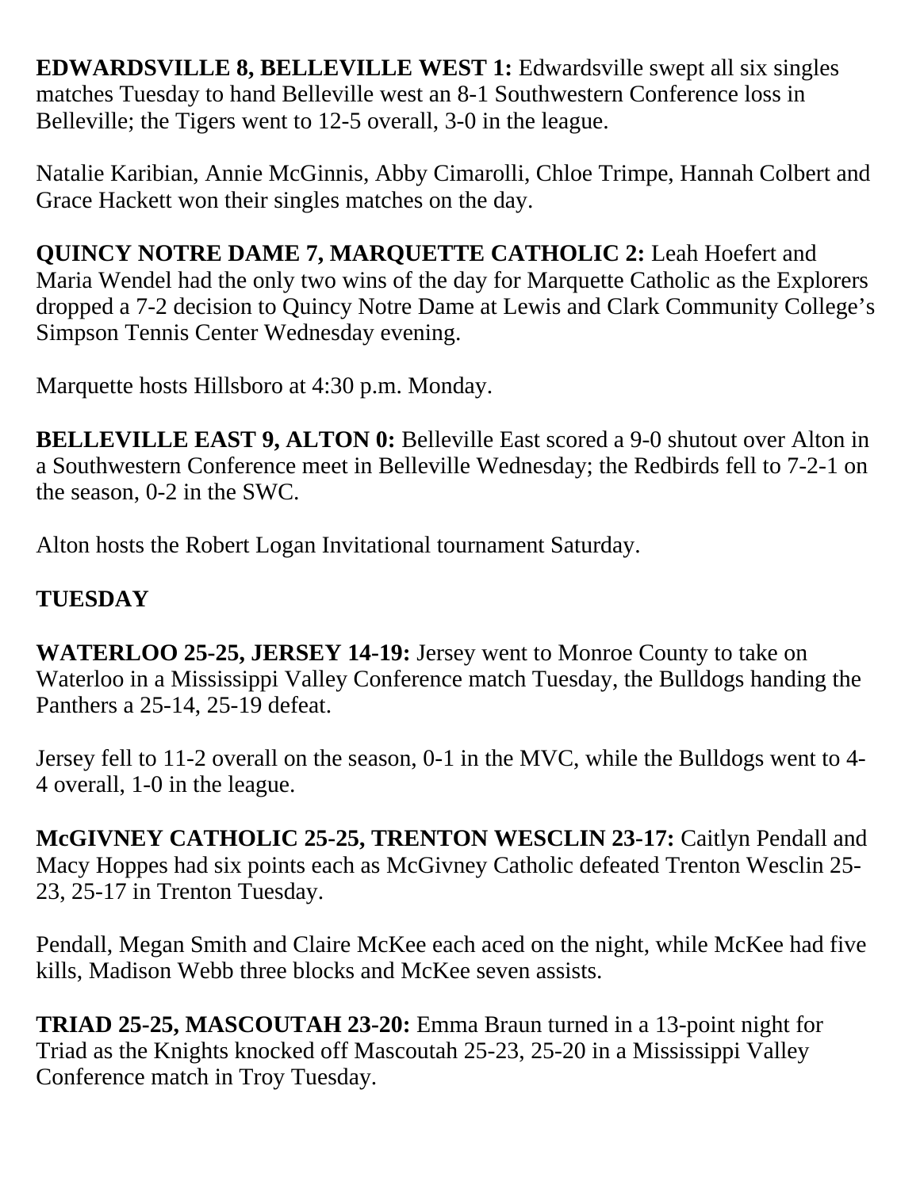**EDWARDSVILLE 8, BELLEVILLE WEST 1:** Edwardsville swept all six singles matches Tuesday to hand Belleville west an 8-1 Southwestern Conference loss in Belleville; the Tigers went to 12-5 overall, 3-0 in the league.

Natalie Karibian, Annie McGinnis, Abby Cimarolli, Chloe Trimpe, Hannah Colbert and Grace Hackett won their singles matches on the day.

**QUINCY NOTRE DAME 7, MARQUETTE CATHOLIC 2:** Leah Hoefert and Maria Wendel had the only two wins of the day for Marquette Catholic as the Explorers dropped a 7-2 decision to Quincy Notre Dame at Lewis and Clark Community College's Simpson Tennis Center Wednesday evening.

Marquette hosts Hillsboro at 4:30 p.m. Monday.

**BELLEVILLE EAST 9, ALTON 0:** Belleville East scored a 9-0 shutout over Alton in a Southwestern Conference meet in Belleville Wednesday; the Redbirds fell to 7-2-1 on the season, 0-2 in the SWC.

Alton hosts the Robert Logan Invitational tournament Saturday.

**TUESDAY**

**WATERLOO 25-25, JERSEY 14-19:** Jersey went to Monroe County to take on Waterloo in a Mississippi Valley Conference match Tuesday, the Bulldogs handing the Panthers a 25-14, 25-19 defeat.

Jersey fell to 11-2 overall on the season, 0-1 in the MVC, while the Bulldogs went to 4-4 overall, 1-0 in the league.

**McGIVNEY CATHOLIC 25-25, TRENTON WESCLIN 23-17:** Caitlyn Pendall and Macy Hoppes had six points each as McGivney Catholic defeated Trenton Wesclin 25-23, 25-17 in Trenton Tuesday.

Pendall, Megan Smith and Claire McKee each aced on the night, while McKee had five kills, Madison Webb three blocks and McKee seven assists.

**TRIAD 25-25, MASCOUTAH 23-20:** Emma Braun turned in a 13-point night for Triad as the Knights knocked off Mascoutah 25-23, 25-20 in a Mississippi Valley Conference match in Troy Tuesday.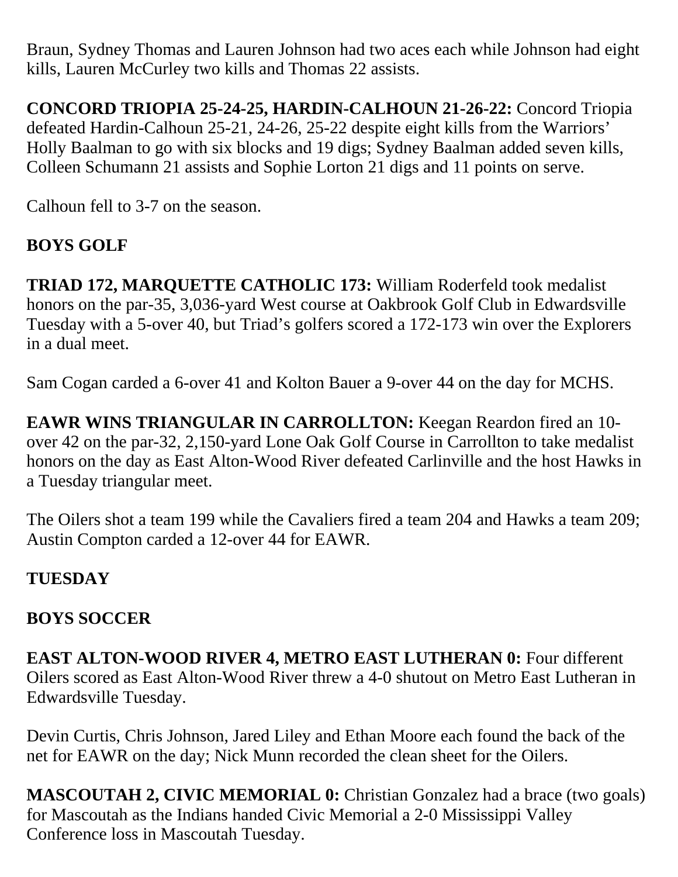Braun, Sydney Thomas and Lauren Johnson had two aces each while Johnson had eight kills, Lauren McCurley two kills and Thomas 22 assists.

**CONCORD TRIOPIA 25-24-25, HARDIN-CALHOUN 21-26-22:** Concord Triopia defeated Hardin-Calhoun 25-21, 24-26, 25-22 despite eight kills from the Warriors' Holly Baalman to go with six blocks and 19 digs; Sydney Baalman added seven kills, Colleen Schumann 21 assists and Sophie Lorton 21 digs and 11 points on serve.

Calhoun fell to 3-7 on the season.

**BOYS GOLF**

**TRIAD 172, MARQUETTE CATHOLIC 173:** William Roderfeld took medalist honors on the par-35, 3,036-yard West course at Oakbrook Golf Club in Edwardsville Tuesday with a 5-over 40, but Triad's golfers scored a 172-173 win over the Explorers in a dual meet.

Sam Cogan carded a 6-over 41 and Kolton Bauer a 9-over 44 on the day for MCHS.

**EAWR WINS TRIANGULAR IN CARROLLTON:** Keegan Reardon fired an 10-over 42 on the par-32, 2,150-yard Lone Oak Golf Course in Carrollton to take medalist honors on the day as East Alton-Wood River defeated Carlinville and the host Hawks in a Tuesday triangular meet.

The Oilers shot a team 199 while the Cavaliers fired a team 204 and Hawks a team 209; Austin Compton carded a 12-over 44 for EAWR.

**TUESDAY**

**BOYS SOCCER**

**EAST ALTON-WOOD RIVER 4, METRO EAST LUTHERAN 0:** Four different Oilers scored as East Alton-Wood River threw a 4-0 shutout on Metro East Lutheran in Edwardsville Tuesday.

Devin Curtis, Chris Johnson, Jared Liley and Ethan Moore each found the back of the net for EAWR on the day; Nick Munn recorded the clean sheet for the Oilers.

**MASCOUTAH 2, CIVIC MEMORIAL 0:** Christian Gonzalez had a brace (two goals) for Mascoutah as the Indians handed Civic Memorial a 2-0 Mississippi Valley Conference loss in Mascoutah Tuesday.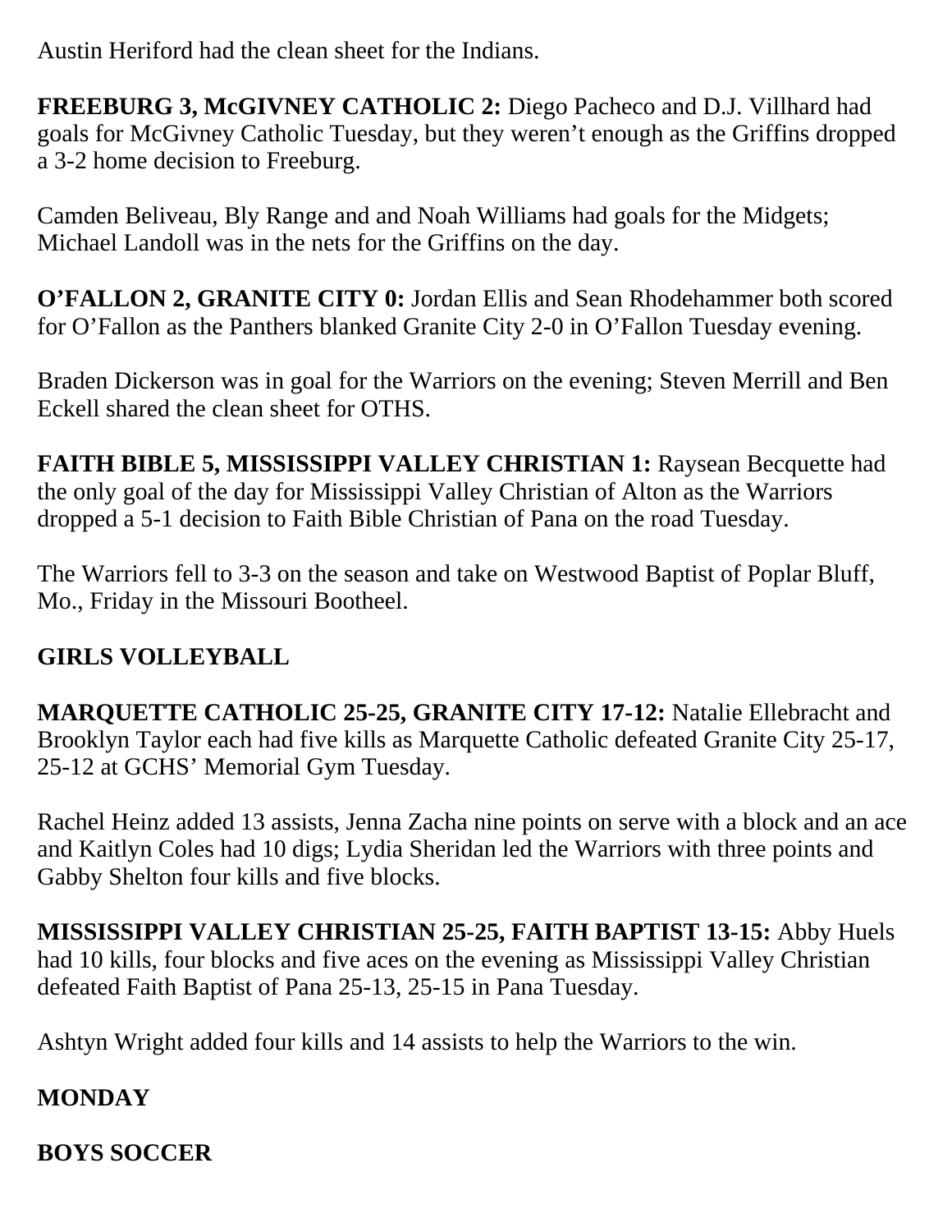Austin Heriford had the clean sheet for the Indians.

**FREEBURG 3, McGIVNEY CATHOLIC 2:** Diego Pacheco and D.J. Villhard had goals for McGivney Catholic Tuesday, but they weren't enough as the Griffins dropped a 3-2 home decision to Freeburg.

Camden Beliveau, Bly Range and and Noah Williams had goals for the Midgets; Michael Landoll was in the nets for the Griffins on the day.

**O'FALLON 2, GRANITE CITY 0:** Jordan Ellis and Sean Rhodehammer both scored for O'Fallon as the Panthers blanked Granite City 2-0 in O'Fallon Tuesday evening.

Braden Dickerson was in goal for the Warriors on the evening; Steven Merrill and Ben Eckell shared the clean sheet for OTHS.

**FAITH BIBLE 5, MISSISSIPPI VALLEY CHRISTIAN 1:** Raysean Becquette had the only goal of the day for Mississippi Valley Christian of Alton as the Warriors dropped a 5-1 decision to Faith Bible Christian of Pana on the road Tuesday.

The Warriors fell to 3-3 on the season and take on Westwood Baptist of Poplar Bluff, Mo., Friday in the Missouri Bootheel.

**GIRLS VOLLEYBALL**

**MARQUETTE CATHOLIC 25-25, GRANITE CITY 17-12:** Natalie Ellebracht and Brooklyn Taylor each had five kills as Marquette Catholic defeated Granite City 25-17, 25-12 at GCHS' Memorial Gym Tuesday.

Rachel Heinz added 13 assists, Jenna Zacha nine points on serve with a block and an ace and Kaitlyn Coles had 10 digs; Lydia Sheridan led the Warriors with three points and Gabby Shelton four kills and five blocks.

**MISSISSIPPI VALLEY CHRISTIAN 25-25, FAITH BAPTIST 13-15:** Abby Huels had 10 kills, four blocks and five aces on the evening as Mississippi Valley Christian defeated Faith Baptist of Pana 25-13, 25-15 in Pana Tuesday.

Ashtyn Wright added four kills and 14 assists to help the Warriors to the win.

**MONDAY**

**BOYS SOCCER**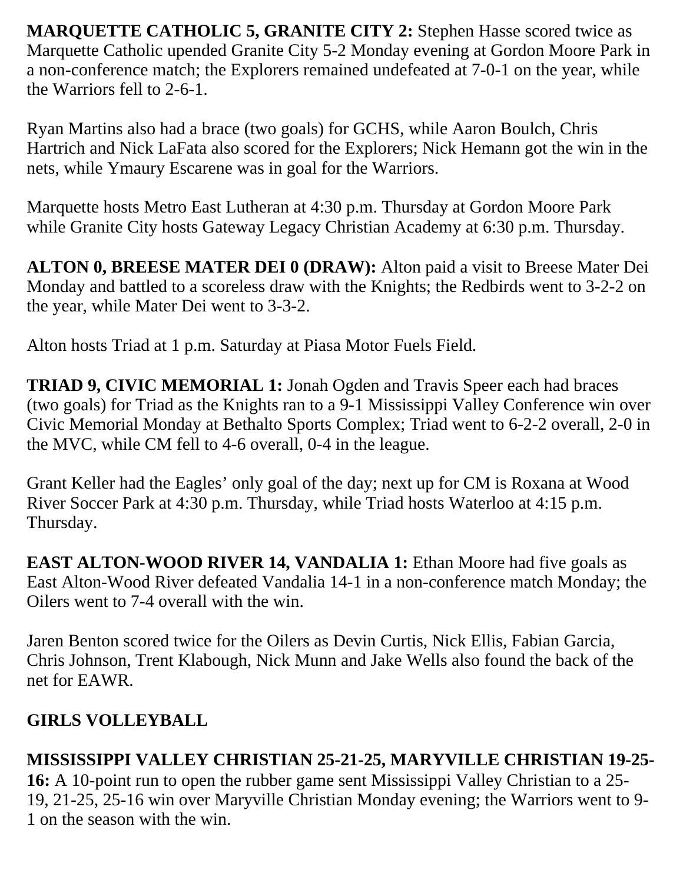**MARQUETTE CATHOLIC 5, GRANITE CITY 2:** Stephen Hasse scored twice as Marquette Catholic upended Granite City 5-2 Monday evening at Gordon Moore Park in a non-conference match; the Explorers remained undefeated at 7-0-1 on the year, while the Warriors fell to 2-6-1.

Ryan Martins also had a brace (two goals) for GCHS, while Aaron Boulch, Chris Hartrich and Nick LaFata also scored for the Explorers; Nick Hemann got the win in the nets, while Ymaury Escarene was in goal for the Warriors.

Marquette hosts Metro East Lutheran at 4:30 p.m. Thursday at Gordon Moore Park while Granite City hosts Gateway Legacy Christian Academy at 6:30 p.m. Thursday.

**ALTON 0, BREESE MATER DEI 0 (DRAW):** Alton paid a visit to Breese Mater Dei Monday and battled to a scoreless draw with the Knights; the Redbirds went to 3-2-2 on the year, while Mater Dei went to 3-3-2.

Alton hosts Triad at 1 p.m. Saturday at Piasa Motor Fuels Field.

**TRIAD 9, CIVIC MEMORIAL 1:** Jonah Ogden and Travis Speer each had braces (two goals) for Triad as the Knights ran to a 9-1 Mississippi Valley Conference win over Civic Memorial Monday at Bethalto Sports Complex; Triad went to 6-2-2 overall, 2-0 in the MVC, while CM fell to 4-6 overall, 0-4 in the league.

Grant Keller had the Eagles' only goal of the day; next up for CM is Roxana at Wood River Soccer Park at 4:30 p.m. Thursday, while Triad hosts Waterloo at 4:15 p.m. Thursday.

**EAST ALTON-WOOD RIVER 14, VANDALIA 1:** Ethan Moore had five goals as East Alton-Wood River defeated Vandalia 14-1 in a non-conference match Monday; the Oilers went to 7-4 overall with the win.

Jaren Benton scored twice for the Oilers as Devin Curtis, Nick Ellis, Fabian Garcia, Chris Johnson, Trent Klabough, Nick Munn and Jake Wells also found the back of the net for EAWR.

**GIRLS VOLLEYBALL**

**MISSISSIPPI VALLEY CHRISTIAN 25-21-25, MARYVILLE CHRISTIAN 19-25-16:** A 10-point run to open the rubber game sent Mississippi Valley Christian to a 25-19, 21-25, 25-16 win over Maryville Christian Monday evening; the Warriors went to 9-1 on the season with the win.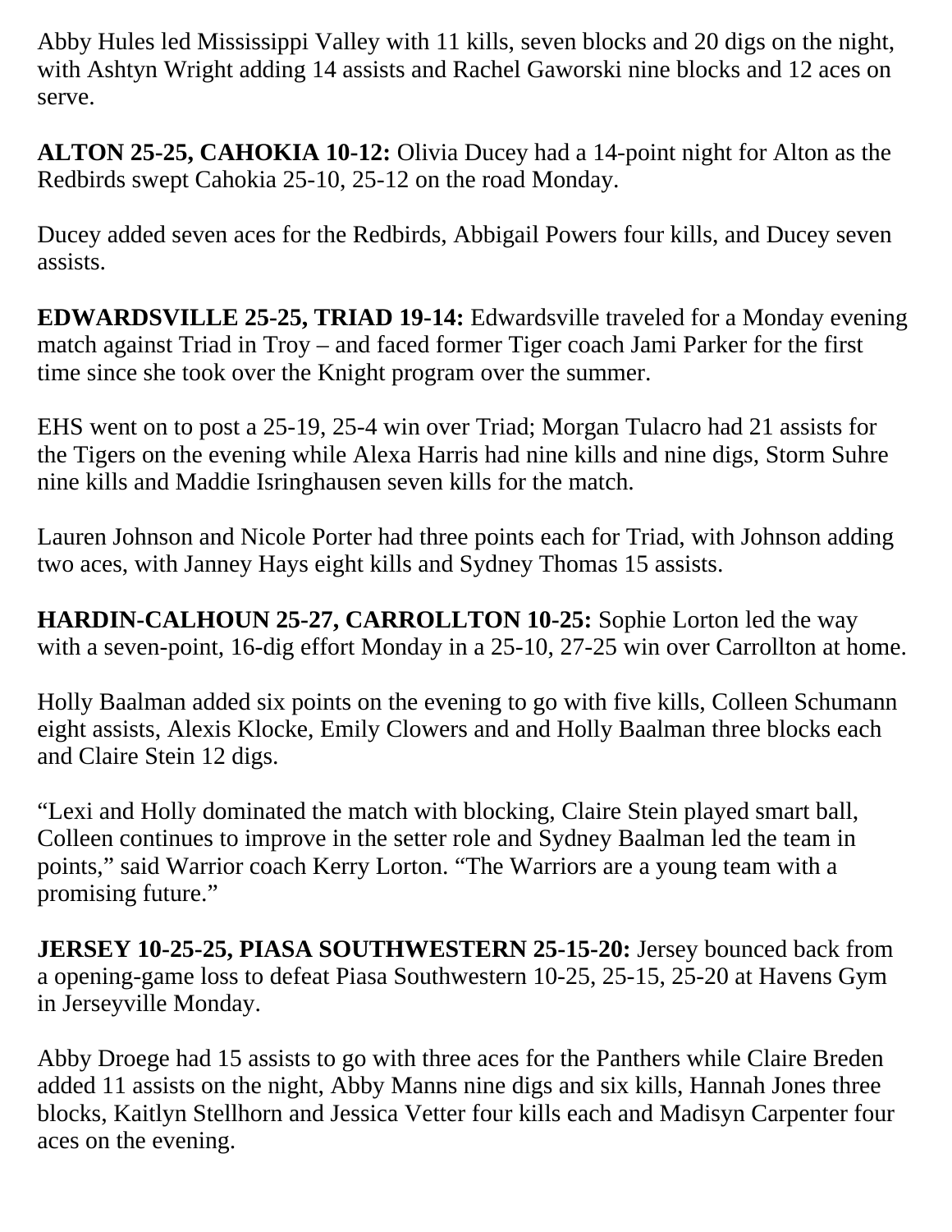Abby Hules led Mississippi Valley with 11 kills, seven blocks and 20 digs on the night, with Ashtyn Wright adding 14 assists and Rachel Gaworski nine blocks and 12 aces on serve.

**ALTON 25-25, CAHOKIA 10-12:** Olivia Ducey had a 14-point night for Alton as the Redbirds swept Cahokia 25-10, 25-12 on the road Monday.

Ducey added seven aces for the Redbirds, Abbigail Powers four kills, and Ducey seven assists.

**EDWARDSVILLE 25-25, TRIAD 19-14:** Edwardsville traveled for a Monday evening match against Triad in Troy – and faced former Tiger coach Jami Parker for the first time since she took over the Knight program over the summer.

EHS went on to post a 25-19, 25-4 win over Triad; Morgan Tulacro had 21 assists for the Tigers on the evening while Alexa Harris had nine kills and nine digs, Storm Suhre nine kills and Maddie Isringhausen seven kills for the match.

Lauren Johnson and Nicole Porter had three points each for Triad, with Johnson adding two aces, with Janney Hays eight kills and Sydney Thomas 15 assists.

**HARDIN-CALHOUN 25-27, CARROLLTON 10-25:** Sophie Lorton led the way with a seven-point, 16-dig effort Monday in a 25-10, 27-25 win over Carrollton at home.

Holly Baalman added six points on the evening to go with five kills, Colleen Schumann eight assists, Alexis Klocke, Emily Clowers and and Holly Baalman three blocks each and Claire Stein 12 digs.

"Lexi and Holly dominated the match with blocking, Claire Stein played smart ball, Colleen continues to improve in the setter role and Sydney Baalman led the team in points," said Warrior coach Kerry Lorton. "The Warriors are a young team with a promising future."

**JERSEY 10-25-25, PIASA SOUTHWESTERN 25-15-20:** Jersey bounced back from a opening-game loss to defeat Piasa Southwestern 10-25, 25-15, 25-20 at Havens Gym in Jerseyville Monday.

Abby Droege had 15 assists to go with three aces for the Panthers while Claire Breden added 11 assists on the night, Abby Manns nine digs and six kills, Hannah Jones three blocks, Kaitlyn Stellhorn and Jessica Vetter four kills each and Madisyn Carpenter four aces on the evening.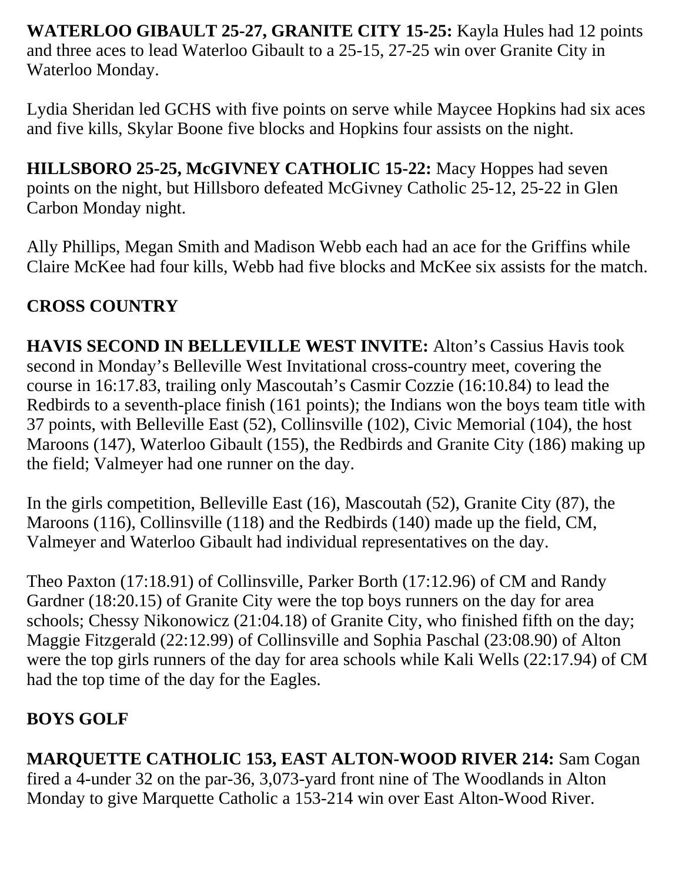**WATERLOO GIBAULT 25-27, GRANITE CITY 15-25:** Kayla Hules had 12 points and three aces to lead Waterloo Gibault to a 25-15, 27-25 win over Granite City in Waterloo Monday.

Lydia Sheridan led GCHS with five points on serve while Maycee Hopkins had six aces and five kills, Skylar Boone five blocks and Hopkins four assists on the night.

**HILLSBORO 25-25, McGIVNEY CATHOLIC 15-22:** Macy Hoppes had seven points on the night, but Hillsboro defeated McGivney Catholic 25-12, 25-22 in Glen Carbon Monday night.

Ally Phillips, Megan Smith and Madison Webb each had an ace for the Griffins while Claire McKee had four kills, Webb had five blocks and McKee six assists for the match.

## CROSS COUNTRY

**HAVIS SECOND IN BELLEVILLE WEST INVITE:** Alton's Cassius Havis took second in Monday's Belleville West Invitational cross-country meet, covering the course in 16:17.83, trailing only Mascoutah's Casmir Cozzie (16:10.84) to lead the Redbirds to a seventh-place finish (161 points); the Indians won the boys team title with 37 points, with Belleville East (52), Collinsville (102), Civic Memorial (104), the host Maroons (147), Waterloo Gibault (155), the Redbirds and Granite City (186) making up the field; Valmeyer had one runner on the day.

In the girls competition, Belleville East (16), Mascoutah (52), Granite City (87), the Maroons (116), Collinsville (118) and the Redbirds (140) made up the field, CM, Valmeyer and Waterloo Gibault had individual representatives on the day.

Theo Paxton (17:18.91) of Collinsville, Parker Borth (17:12.96) of CM and Randy Gardner (18:20.15) of Granite City were the top boys runners on the day for area schools; Chessy Nikonowicz (21:04.18) of Granite City, who finished fifth on the day; Maggie Fitzgerald (22:12.99) of Collinsville and Sophia Paschal (23:08.90) of Alton were the top girls runners of the day for area schools while Kali Wells (22:17.94) of CM had the top time of the day for the Eagles.

## BOYS GOLF

**MARQUETTE CATHOLIC 153, EAST ALTON-WOOD RIVER 214:** Sam Cogan fired a 4-under 32 on the par-36, 3,073-yard front nine of The Woodlands in Alton Monday to give Marquette Catholic a 153-214 win over East Alton-Wood River.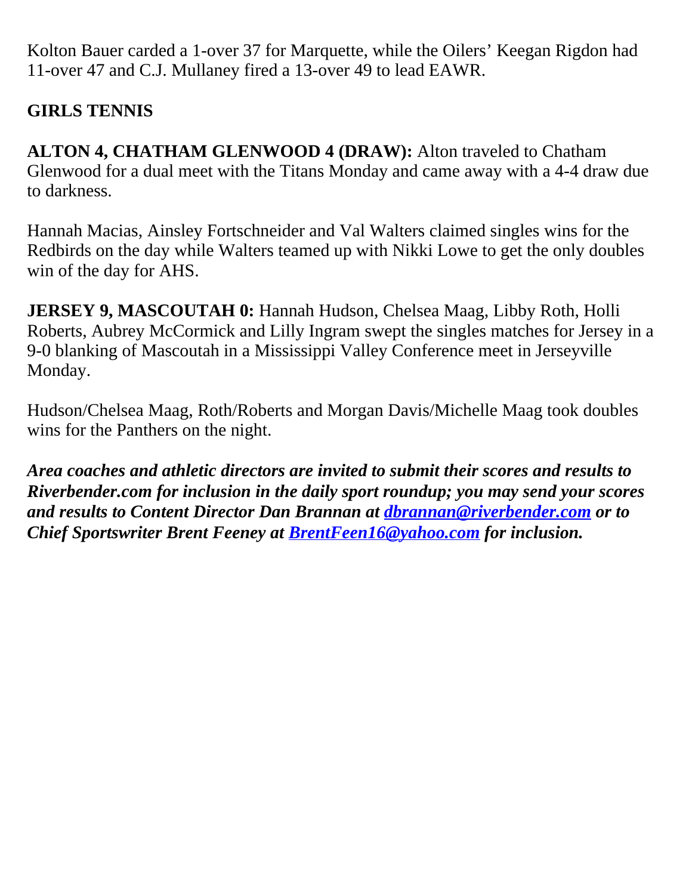Kolton Bauer carded a 1-over 37 for Marquette, while the Oilers' Keegan Rigdon had 11-over 47 and C.J. Mullaney fired a 13-over 49 to lead EAWR.

**GIRLS TENNIS**

**ALTON 4, CHATHAM GLENWOOD 4 (DRAW):** Alton traveled to Chatham Glenwood for a dual meet with the Titans Monday and came away with a 4-4 draw due to darkness.

Hannah Macias, Ainsley Fortschneider and Val Walters claimed singles wins for the Redbirds on the day while Walters teamed up with Nikki Lowe to get the only doubles win of the day for AHS.

**JERSEY 9, MASCOUTAH 0:** Hannah Hudson, Chelsea Maag, Libby Roth, Holli Roberts, Aubrey McCormick and Lilly Ingram swept the singles matches for Jersey in a 9-0 blanking of Mascoutah in a Mississippi Valley Conference meet in Jerseyville Monday.

Hudson/Chelsea Maag, Roth/Roberts and Morgan Davis/Michelle Maag took doubles wins for the Panthers on the night.

***Area coaches and athletic directors are invited to submit their scores and results to Riverbender.com for inclusion in the daily sport roundup; you may send your scores and results to Content Director Dan Brannan at [dbrannan@riverbender.com](mailto:dbrannan@riverbender.com) or to Chief Sportswriter Brent Feeney at [BrentFeen16@yahoo.com](mailto:BrentFeen16@yahoo.com) for inclusion.***